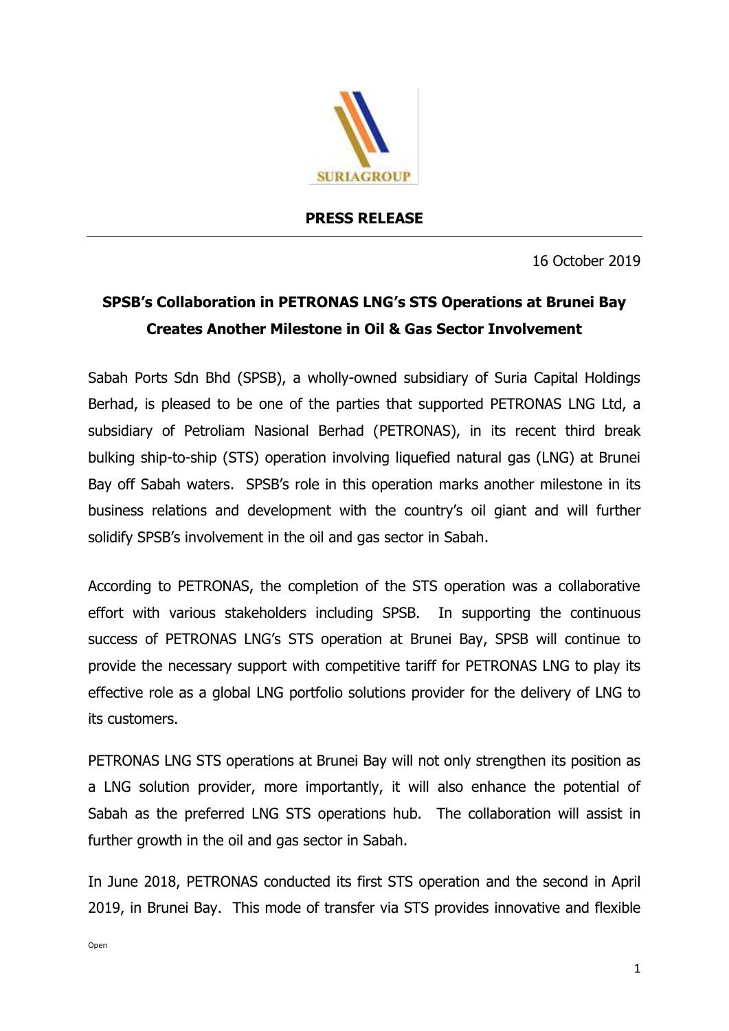SURIAGROUP

**PRESS RELEASE**

16 October 2019

# SPSB's Collaboration in PETRONAS LNG's STS Operations at Brunei Bay Creates Another Milestone in Oil & Gas Sector Involvement

Sabah Ports Sdn Bhd (SPSB), a wholly-owned subsidiary of Suria Capital Holdings Berhad, is pleased to be one of the parties that supported PETRONAS LNG Ltd, a subsidiary of Petroliam Nasional Berhad (PETRONAS), in its recent third break bulking ship-to-ship (STS) operation involving liquefied natural gas (LNG) at Brunei Bay off Sabah waters. SPSB's role in this operation marks another milestone in its business relations and development with the country's oil giant and will further solidify SPSB's involvement in the oil and gas sector in Sabah.

According to PETRONAS, the completion of the STS operation was a collaborative effort with various stakeholders including SPSB. In supporting the continuous success of PETRONAS LNG's STS operation at Brunei Bay, SPSB will continue to provide the necessary support with competitive tariff for PETRONAS LNG to play its effective role as a global LNG portfolio solutions provider for the delivery of LNG to its customers.

PETRONAS LNG STS operations at Brunei Bay will not only strengthen its position as a LNG solution provider, more importantly, it will also enhance the potential of Sabah as the preferred LNG STS operations hub. The collaboration will assist in further growth in the oil and gas sector in Sabah.

In June 2018, PETRONAS conducted its first STS operation and the second in April 2019, in Brunei Bay. This mode of transfer via STS provides innovative and flexible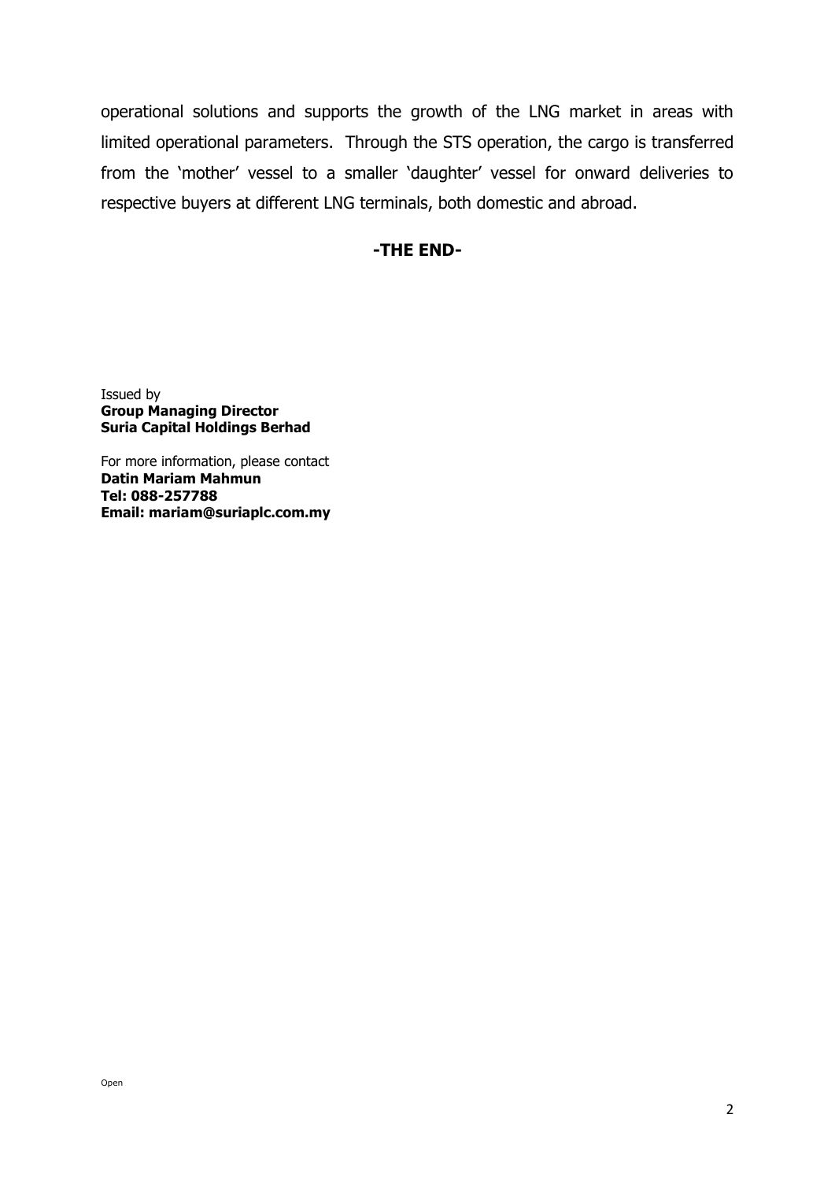operational solutions and supports the growth of the LNG market in areas with limited operational parameters. Through the STS operation, the cargo is transferred from the 'mother' vessel to a smaller 'daughter' vessel for onward deliveries to respective buyers at different LNG terminals, both domestic and abroad.

**-THE END-**

Issued by
**Group Managing Director**
**Suria Capital Holdings Berhad**

For more information, please contact
**Datin Mariam Mahmun**
**Tel: 088-257788**
**Email: mariam@suriaplc.com.my**

Open